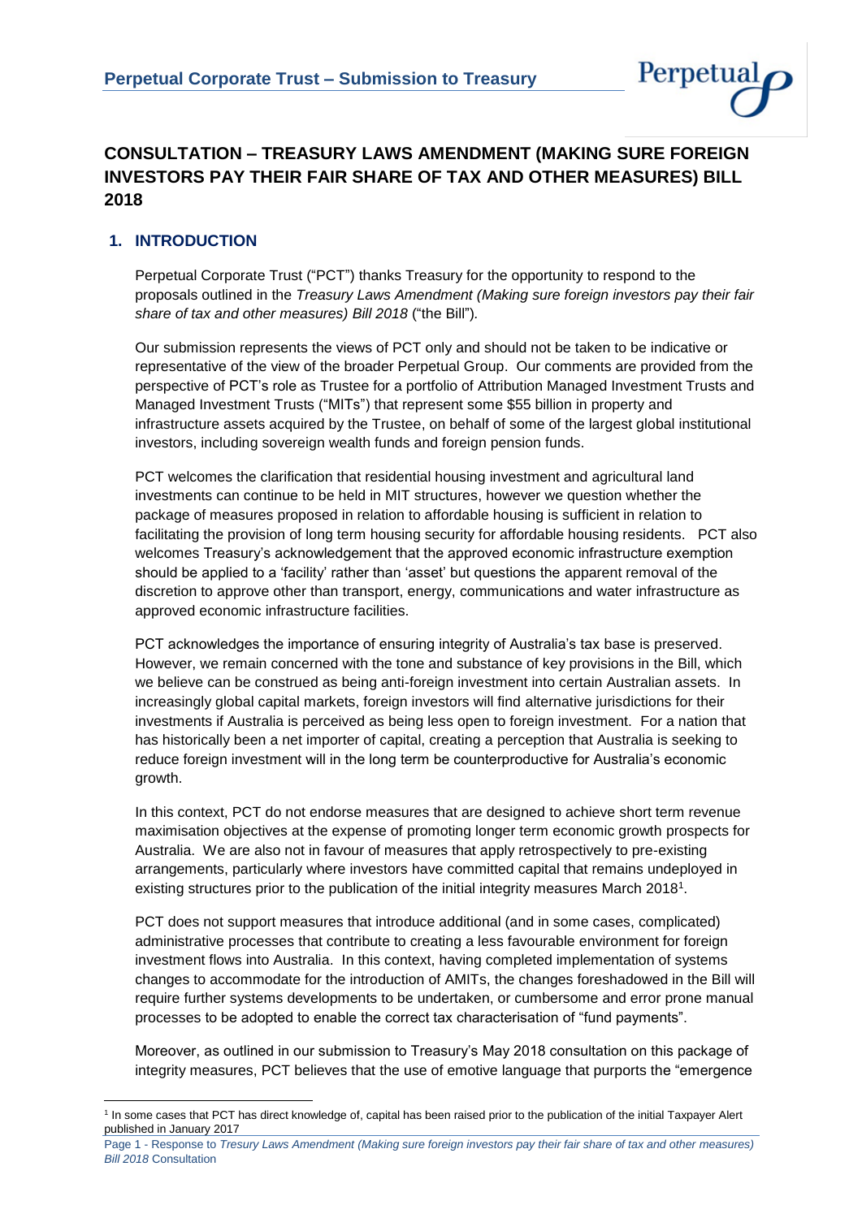# CONSULTATION – TREASURY LAWS AMENDMENT (MAKING SURE FOREIGN INVESTORS PAY THEIR FAIR SHARE OF TAX AND OTHER MEASURES) BILL 2018

## 1. INTRODUCTION

Perpetual Corporate Trust ("PCT") thanks Treasury for the opportunity to respond to the proposals outlined in the *Treasury Laws Amendment (Making sure foreign investors pay their fair share of tax and other measures) Bill 2018* ("the Bill").

Our submission represents the views of PCT only and should not be taken to be indicative or representative of the view of the broader Perpetual Group. Our comments are provided from the perspective of PCT's role as Trustee for a portfolio of Attribution Managed Investment Trusts and Managed Investment Trusts ("MITs") that represent some $55 billion in property and infrastructure assets acquired by the Trustee, on behalf of some of the largest global institutional investors, including sovereign wealth funds and foreign pension funds.

PCT welcomes the clarification that residential housing investment and agricultural land investments can continue to be held in MIT structures, however we question whether the package of measures proposed in relation to affordable housing is sufficient in relation to facilitating the provision of long term housing security for affordable housing residents. PCT also welcomes Treasury's acknowledgement that the approved economic infrastructure exemption should be applied to a 'facility' rather than 'asset' but questions the apparent removal of the discretion to approve other than transport, energy, communications and water infrastructure as approved economic infrastructure facilities.

PCT acknowledges the importance of ensuring integrity of Australia's tax base is preserved. However, we remain concerned with the tone and substance of key provisions in the Bill, which we believe can be construed as being anti-foreign investment into certain Australian assets. In increasingly global capital markets, foreign investors will find alternative jurisdictions for their investments if Australia is perceived as being less open to foreign investment. For a nation that has historically been a net importer of capital, creating a perception that Australia is seeking to reduce foreign investment will in the long term be counterproductive for Australia's economic growth.

In this context, PCT do not endorse measures that are designed to achieve short term revenue maximisation objectives at the expense of promoting longer term economic growth prospects for Australia. We are also not in favour of measures that apply retrospectively to pre-existing arrangements, particularly where investors have committed capital that remains undeployed in existing structures prior to the publication of the initial integrity measures March 2018[1].

PCT does not support measures that introduce additional (and in some cases, complicated) administrative processes that contribute to creating a less favourable environment for foreign investment flows into Australia. In this context, having completed implementation of systems changes to accommodate for the introduction of AMITs, the changes foreshadowed in the Bill will require further systems developments to be undertaken, or cumbersome and error prone manual processes to be adopted to enable the correct tax characterisation of "fund payments".

Moreover, as outlined in our submission to Treasury's May 2018 consultation on this package of integrity measures, PCT believes that the use of emotive language that purports the "emergence

---

[1] In some cases that PCT has direct knowledge of, capital has been raised prior to the publication of the initial Taxpayer Alert published in January 2017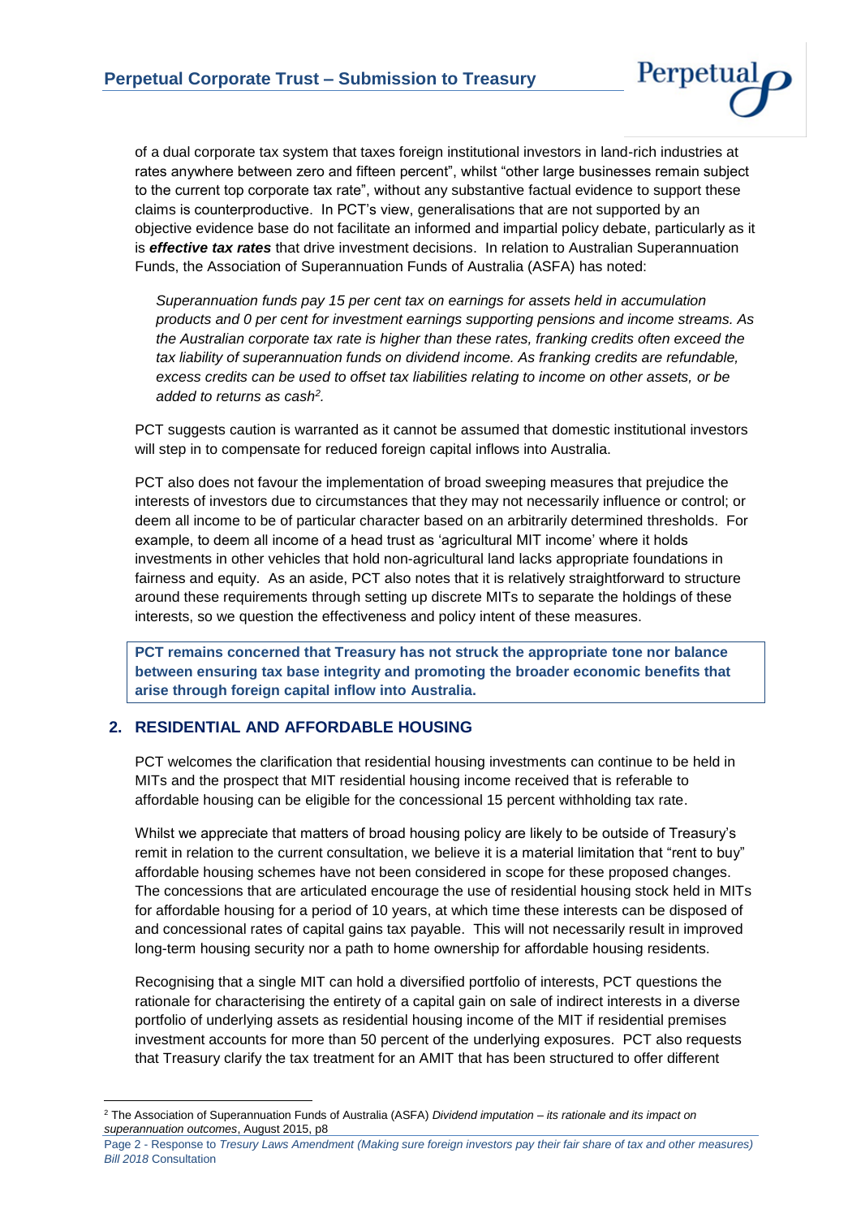of a dual corporate tax system that taxes foreign institutional investors in land-rich industries at rates anywhere between zero and fifteen percent", whilst "other large businesses remain subject to the current top corporate tax rate", without any substantive factual evidence to support these claims is counterproductive. In PCT's view, generalisations that are not supported by an objective evidence base do not facilitate an informed and impartial policy debate, particularly as it is ***effective tax rates*** that drive investment decisions. In relation to Australian Superannuation Funds, the Association of Superannuation Funds of Australia (ASFA) has noted:

> *Superannuation funds pay 15 per cent tax on earnings for assets held in accumulation products and 0 per cent for investment earnings supporting pensions and income streams. As the Australian corporate tax rate is higher than these rates, franking credits often exceed the tax liability of superannuation funds on dividend income. As franking credits are refundable, excess credits can be used to offset tax liabilities relating to income on other assets, or be added to returns as cash*[2]*.*

PCT suggests caution is warranted as it cannot be assumed that domestic institutional investors will step in to compensate for reduced foreign capital inflows into Australia.

PCT also does not favour the implementation of broad sweeping measures that prejudice the interests of investors due to circumstances that they may not necessarily influence or control; or deem all income to be of particular character based on an arbitrarily determined thresholds. For example, to deem all income of a head trust as 'agricultural MIT income' where it holds investments in other vehicles that hold non-agricultural land lacks appropriate foundations in fairness and equity. As an aside, PCT also notes that it is relatively straightforward to structure around these requirements through setting up discrete MITs to separate the holdings of these interests, so we question the effectiveness and policy intent of these measures.

**PCT remains concerned that Treasury has not struck the appropriate tone nor balance between ensuring tax base integrity and promoting the broader economic benefits that arise through foreign capital inflow into Australia.**

## 2. RESIDENTIAL AND AFFORDABLE HOUSING

PCT welcomes the clarification that residential housing investments can continue to be held in MITs and the prospect that MIT residential housing income received that is referable to affordable housing can be eligible for the concessional 15 percent withholding tax rate.

Whilst we appreciate that matters of broad housing policy are likely to be outside of Treasury's remit in relation to the current consultation, we believe it is a material limitation that "rent to buy" affordable housing schemes have not been considered in scope for these proposed changes. The concessions that are articulated encourage the use of residential housing stock held in MITs for affordable housing for a period of 10 years, at which time these interests can be disposed of and concessional rates of capital gains tax payable. This will not necessarily result in improved long-term housing security nor a path to home ownership for affordable housing residents.

Recognising that a single MIT can hold a diversified portfolio of interests, PCT questions the rationale for characterising the entirety of a capital gain on sale of indirect interests in a diverse portfolio of underlying assets as residential housing income of the MIT if residential premises investment accounts for more than 50 percent of the underlying exposures. PCT also requests that Treasury clarify the tax treatment for an AMIT that has been structured to offer different

---

[2] The Association of Superannuation Funds of Australia (ASFA) *Dividend imputation – its rationale and its impact on superannuation outcomes*, August 2015, p8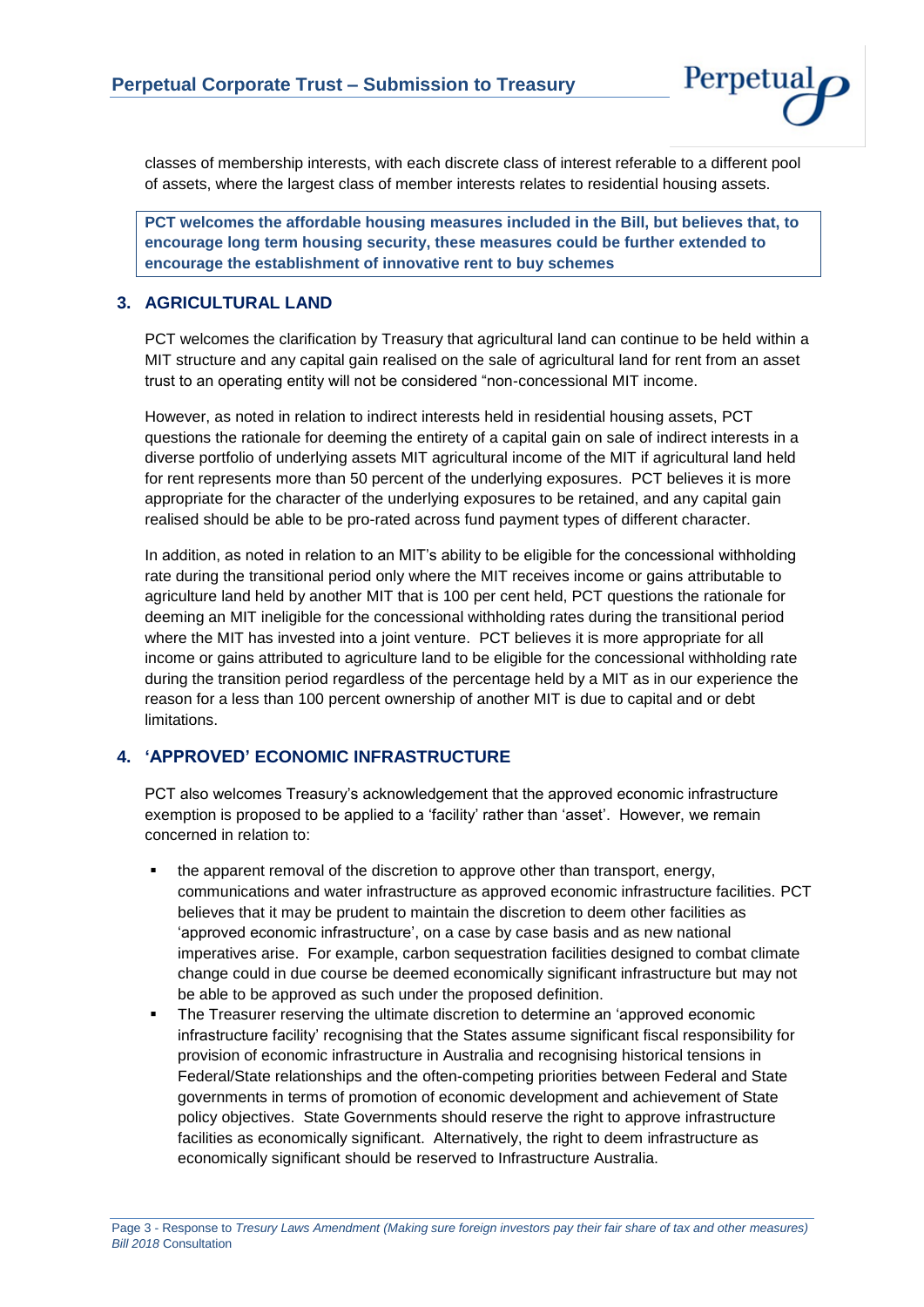classes of membership interests, with each discrete class of interest referable to a different pool of assets, where the largest class of member interests relates to residential housing assets.

**PCT welcomes the affordable housing measures included in the Bill, but believes that, to encourage long term housing security, these measures could be further extended to encourage the establishment of innovative rent to buy schemes**

## 3. AGRICULTURAL LAND

PCT welcomes the clarification by Treasury that agricultural land can continue to be held within a MIT structure and any capital gain realised on the sale of agricultural land for rent from an asset trust to an operating entity will not be considered "non-concessional MIT income.

However, as noted in relation to indirect interests held in residential housing assets, PCT questions the rationale for deeming the entirety of a capital gain on sale of indirect interests in a diverse portfolio of underlying assets MIT agricultural income of the MIT if agricultural land held for rent represents more than 50 percent of the underlying exposures. PCT believes it is more appropriate for the character of the underlying exposures to be retained, and any capital gain realised should be able to be pro-rated across fund payment types of different character.

In addition, as noted in relation to an MIT's ability to be eligible for the concessional withholding rate during the transitional period only where the MIT receives income or gains attributable to agriculture land held by another MIT that is 100 per cent held, PCT questions the rationale for deeming an MIT ineligible for the concessional withholding rates during the transitional period where the MIT has invested into a joint venture. PCT believes it is more appropriate for all income or gains attributed to agriculture land to be eligible for the concessional withholding rate during the transition period regardless of the percentage held by a MIT as in our experience the reason for a less than 100 percent ownership of another MIT is due to capital and or debt limitations.

## 4. 'APPROVED' ECONOMIC INFRASTRUCTURE

PCT also welcomes Treasury's acknowledgement that the approved economic infrastructure exemption is proposed to be applied to a 'facility' rather than 'asset'. However, we remain concerned in relation to:

- the apparent removal of the discretion to approve other than transport, energy, communications and water infrastructure as approved economic infrastructure facilities. PCT believes that it may be prudent to maintain the discretion to deem other facilities as 'approved economic infrastructure', on a case by case basis and as new national imperatives arise. For example, carbon sequestration facilities designed to combat climate change could in due course be deemed economically significant infrastructure but may not be able to be approved as such under the proposed definition.
- The Treasurer reserving the ultimate discretion to determine an 'approved economic infrastructure facility' recognising that the States assume significant fiscal responsibility for provision of economic infrastructure in Australia and recognising historical tensions in Federal/State relationships and the often-competing priorities between Federal and State governments in terms of promotion of economic development and achievement of State policy objectives. State Governments should reserve the right to approve infrastructure facilities as economically significant. Alternatively, the right to deem infrastructure as economically significant should be reserved to Infrastructure Australia.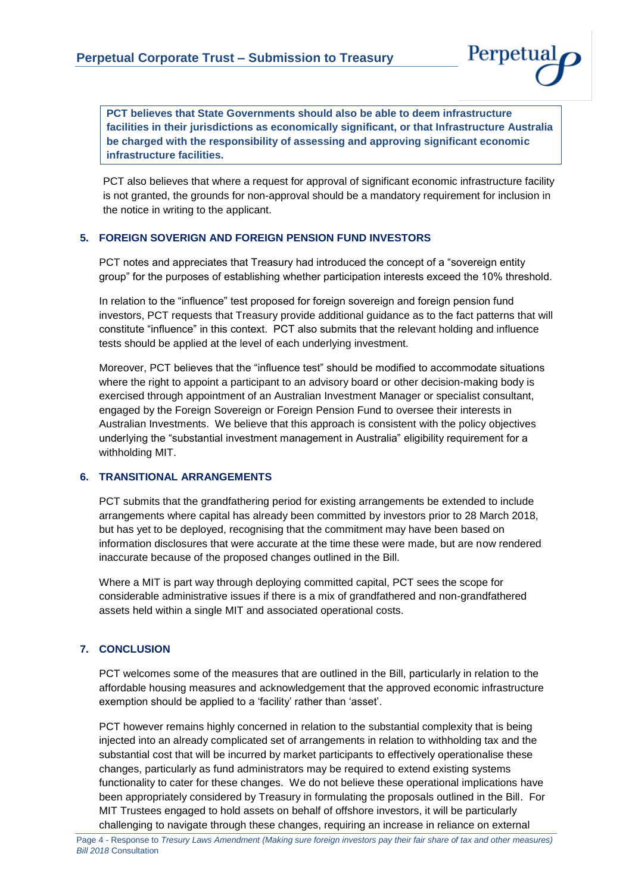**PCT believes that State Governments should also be able to deem infrastructure facilities in their jurisdictions as economically significant, or that Infrastructure Australia be charged with the responsibility of assessing and approving significant economic infrastructure facilities.**

PCT also believes that where a request for approval of significant economic infrastructure facility is not granted, the grounds for non-approval should be a mandatory requirement for inclusion in the notice in writing to the applicant.

## 5. FOREIGN SOVERIGN AND FOREIGN PENSION FUND INVESTORS

PCT notes and appreciates that Treasury had introduced the concept of a "sovereign entity group" for the purposes of establishing whether participation interests exceed the 10% threshold.

In relation to the "influence" test proposed for foreign sovereign and foreign pension fund investors, PCT requests that Treasury provide additional guidance as to the fact patterns that will constitute "influence" in this context. PCT also submits that the relevant holding and influence tests should be applied at the level of each underlying investment.

Moreover, PCT believes that the "influence test" should be modified to accommodate situations where the right to appoint a participant to an advisory board or other decision-making body is exercised through appointment of an Australian Investment Manager or specialist consultant, engaged by the Foreign Sovereign or Foreign Pension Fund to oversee their interests in Australian Investments. We believe that this approach is consistent with the policy objectives underlying the "substantial investment management in Australia" eligibility requirement for a withholding MIT.

## 6. TRANSITIONAL ARRANGEMENTS

PCT submits that the grandfathering period for existing arrangements be extended to include arrangements where capital has already been committed by investors prior to 28 March 2018, but has yet to be deployed, recognising that the commitment may have been based on information disclosures that were accurate at the time these were made, but are now rendered inaccurate because of the proposed changes outlined in the Bill.

Where a MIT is part way through deploying committed capital, PCT sees the scope for considerable administrative issues if there is a mix of grandfathered and non-grandfathered assets held within a single MIT and associated operational costs.

## 7. CONCLUSION

PCT welcomes some of the measures that are outlined in the Bill, particularly in relation to the affordable housing measures and acknowledgement that the approved economic infrastructure exemption should be applied to a 'facility' rather than 'asset'.

PCT however remains highly concerned in relation to the substantial complexity that is being injected into an already complicated set of arrangements in relation to withholding tax and the substantial cost that will be incurred by market participants to effectively operationalise these changes, particularly as fund administrators may be required to extend existing systems functionality to cater for these changes. We do not believe these operational implications have been appropriately considered by Treasury in formulating the proposals outlined in the Bill. For MIT Trustees engaged to hold assets on behalf of offshore investors, it will be particularly challenging to navigate through these changes, requiring an increase in reliance on external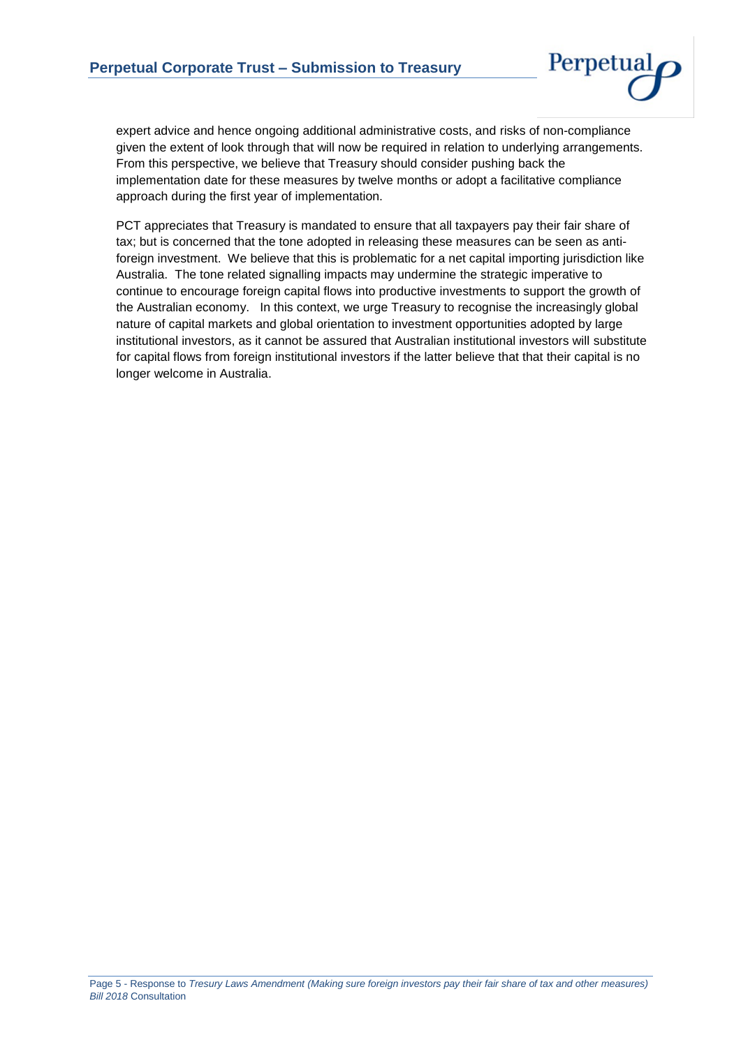expert advice and hence ongoing additional administrative costs, and risks of non-compliance given the extent of look through that will now be required in relation to underlying arrangements. From this perspective, we believe that Treasury should consider pushing back the implementation date for these measures by twelve months or adopt a facilitative compliance approach during the first year of implementation.

PCT appreciates that Treasury is mandated to ensure that all taxpayers pay their fair share of tax; but is concerned that the tone adopted in releasing these measures can be seen as anti-foreign investment. We believe that this is problematic for a net capital importing jurisdiction like Australia. The tone related signalling impacts may undermine the strategic imperative to continue to encourage foreign capital flows into productive investments to support the growth of the Australian economy. In this context, we urge Treasury to recognise the increasingly global nature of capital markets and global orientation to investment opportunities adopted by large institutional investors, as it cannot be assured that Australian institutional investors will substitute for capital flows from foreign institutional investors if the latter believe that that their capital is no longer welcome in Australia.